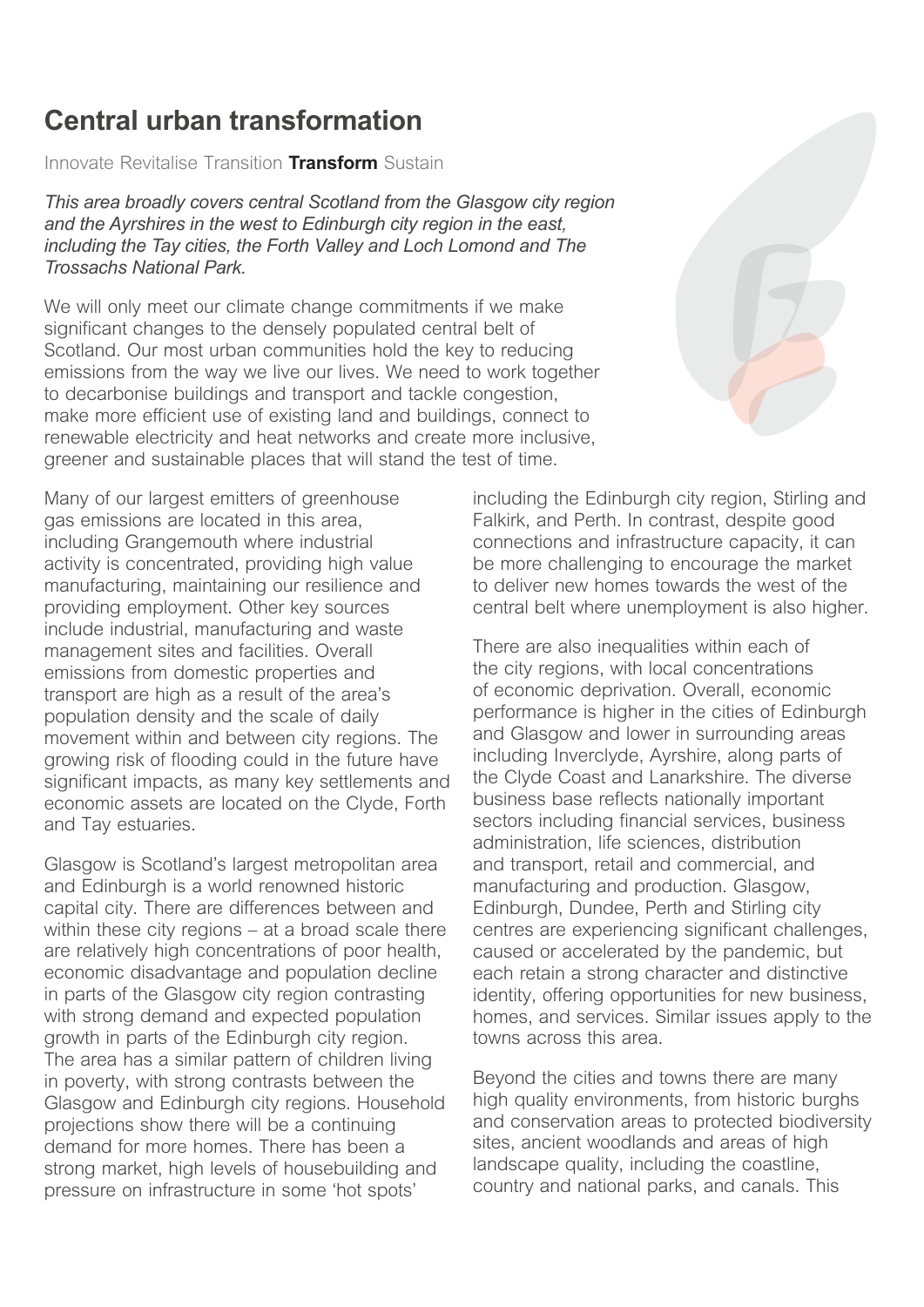# Central urban transformation

Innovate Revitalise Transition **Transform** Sustain

*This area broadly covers central Scotland from the Glasgow city region and the Ayrshires in the west to Edinburgh city region in the east, including the Tay cities, the Forth Valley and Loch Lomond and The Trossachs National Park.*

We will only meet our climate change commitments if we make significant changes to the densely populated central belt of Scotland. Our most urban communities hold the key to reducing emissions from the way we live our lives. We need to work together to decarbonise buildings and transport and tackle congestion, make more efficient use of existing land and buildings, connect to renewable electricity and heat networks and create more inclusive, greener and sustainable places that will stand the test of time.

Many of our largest emitters of greenhouse gas emissions are located in this area, including Grangemouth where industrial activity is concentrated, providing high value manufacturing, maintaining our resilience and providing employment. Other key sources include industrial, manufacturing and waste management sites and facilities. Overall emissions from domestic properties and transport are high as a result of the area's population density and the scale of daily movement within and between city regions. The growing risk of flooding could in the future have significant impacts, as many key settlements and economic assets are located on the Clyde, Forth and Tay estuaries.

Glasgow is Scotland's largest metropolitan area and Edinburgh is a world renowned historic capital city. There are differences between and within these city regions – at a broad scale there are relatively high concentrations of poor health, economic disadvantage and population decline in parts of the Glasgow city region contrasting with strong demand and expected population growth in parts of the Edinburgh city region. The area has a similar pattern of children living in poverty, with strong contrasts between the Glasgow and Edinburgh city regions. Household projections show there will be a continuing demand for more homes. There has been a strong market, high levels of housebuilding and pressure on infrastructure in some 'hot spots' including the Edinburgh city region, Stirling and Falkirk, and Perth. In contrast, despite good connections and infrastructure capacity, it can be more challenging to encourage the market to deliver new homes towards the west of the central belt where unemployment is also higher.

There are also inequalities within each of the city regions, with local concentrations of economic deprivation. Overall, economic performance is higher in the cities of Edinburgh and Glasgow and lower in surrounding areas including Inverclyde, Ayrshire, along parts of the Clyde Coast and Lanarkshire. The diverse business base reflects nationally important sectors including financial services, business administration, life sciences, distribution and transport, retail and commercial, and manufacturing and production. Glasgow, Edinburgh, Dundee, Perth and Stirling city centres are experiencing significant challenges, caused or accelerated by the pandemic, but each retain a strong character and distinctive identity, offering opportunities for new business, homes, and services. Similar issues apply to the towns across this area.

Beyond the cities and towns there are many high quality environments, from historic burghs and conservation areas to protected biodiversity sites, ancient woodlands and areas of high landscape quality, including the coastline, country and national parks, and canals. This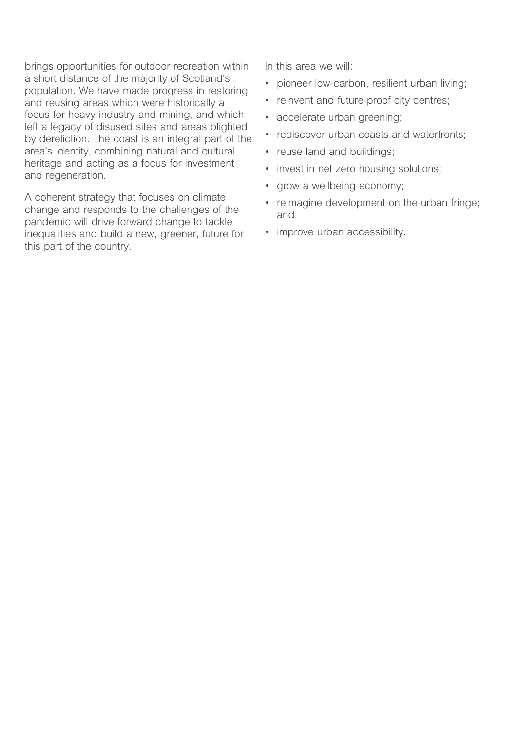brings opportunities for outdoor recreation within a short distance of the majority of Scotland's population. We have made progress in restoring and reusing areas which were historically a focus for heavy industry and mining, and which left a legacy of disused sites and areas blighted by dereliction. The coast is an integral part of the area's identity, combining natural and cultural heritage and acting as a focus for investment and regeneration.

A coherent strategy that focuses on climate change and responds to the challenges of the pandemic will drive forward change to tackle inequalities and build a new, greener, future for this part of the country.

In this area we will:

- pioneer low-carbon, resilient urban living;
- reinvent and future-proof city centres;
- accelerate urban greening;
- rediscover urban coasts and waterfronts;
- reuse land and buildings;
- invest in net zero housing solutions;
- grow a wellbeing economy;
- reimagine development on the urban fringe; and
- improve urban accessibility.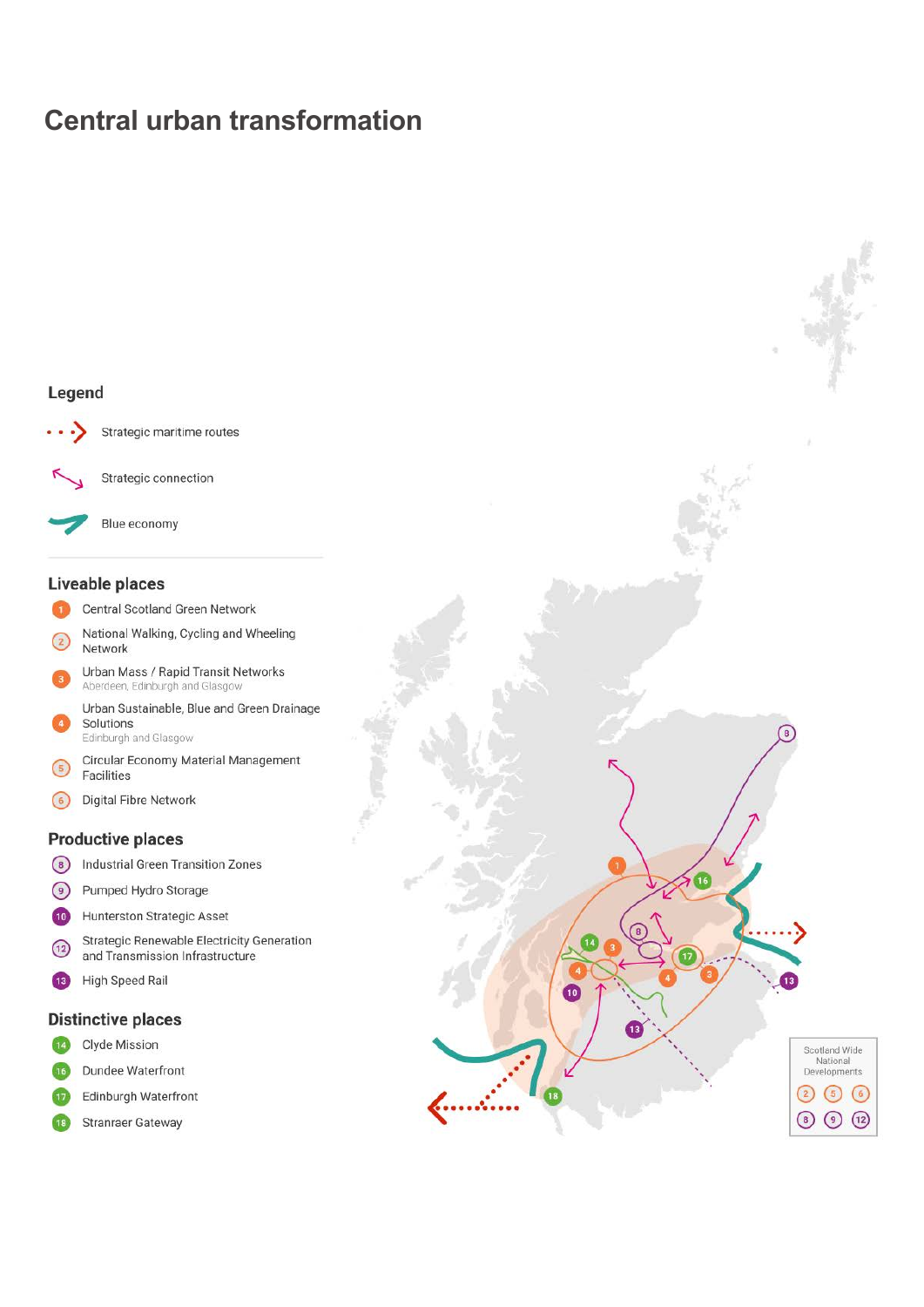# Central urban transformation

## Legend

- Strategic maritime routes
- Strategic connection
- Blue economy

### Liveable places

1. Central Scotland Green Network
2. National Walking, Cycling and Wheeling Network
3. Urban Mass / Rapid Transit Networks
   Aberdeen, Edinburgh and Glasgow
4. Urban Sustainable, Blue and Green Drainage Solutions
   Edinburgh and Glasgow
5. Circular Economy Material Management Facilities
6. Digital Fibre Network

### Productive places

8. Industrial Green Transition Zones
9. Pumped Hydro Storage
10. Hunterston Strategic Asset
12. Strategic Renewable Electricity Generation and Transmission Infrastructure
13. High Speed Rail

### Distinctive places

14. Clyde Mission
16. Dundee Waterfront
17. Edinburgh Waterfront
18. Stranraer Gateway

Scotland Wide National Developments: 2, 5, 6, 8, 9, 12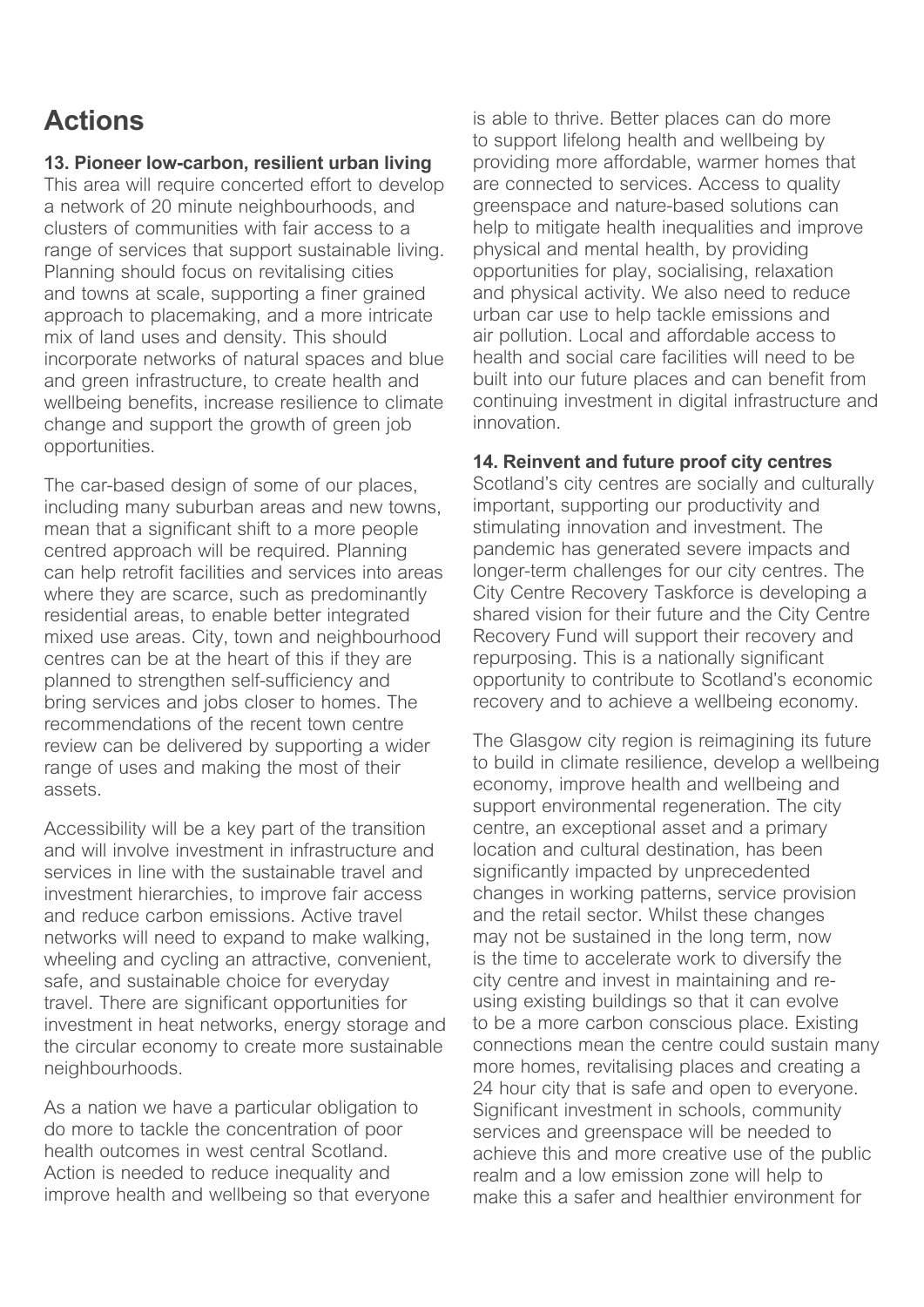# Actions

### 13. Pioneer low-carbon, resilient urban living

This area will require concerted effort to develop a network of 20 minute neighbourhoods, and clusters of communities with fair access to a range of services that support sustainable living. Planning should focus on revitalising cities and towns at scale, supporting a finer grained approach to placemaking, and a more intricate mix of land uses and density. This should incorporate networks of natural spaces and blue and green infrastructure, to create health and wellbeing benefits, increase resilience to climate change and support the growth of green job opportunities.

The car-based design of some of our places, including many suburban areas and new towns, mean that a significant shift to a more people centred approach will be required. Planning can help retrofit facilities and services into areas where they are scarce, such as predominantly residential areas, to enable better integrated mixed use areas. City, town and neighbourhood centres can be at the heart of this if they are planned to strengthen self-sufficiency and bring services and jobs closer to homes. The recommendations of the recent town centre review can be delivered by supporting a wider range of uses and making the most of their assets.

Accessibility will be a key part of the transition and will involve investment in infrastructure and services in line with the sustainable travel and investment hierarchies, to improve fair access and reduce carbon emissions. Active travel networks will need to expand to make walking, wheeling and cycling an attractive, convenient, safe, and sustainable choice for everyday travel. There are significant opportunities for investment in heat networks, energy storage and the circular economy to create more sustainable neighbourhoods.

As a nation we have a particular obligation to do more to tackle the concentration of poor health outcomes in west central Scotland. Action is needed to reduce inequality and improve health and wellbeing so that everyone is able to thrive. Better places can do more to support lifelong health and wellbeing by providing more affordable, warmer homes that are connected to services. Access to quality greenspace and nature-based solutions can help to mitigate health inequalities and improve physical and mental health, by providing opportunities for play, socialising, relaxation and physical activity. We also need to reduce urban car use to help tackle emissions and air pollution. Local and affordable access to health and social care facilities will need to be built into our future places and can benefit from continuing investment in digital infrastructure and innovation.

### 14. Reinvent and future proof city centres

Scotland's city centres are socially and culturally important, supporting our productivity and stimulating innovation and investment. The pandemic has generated severe impacts and longer-term challenges for our city centres. The City Centre Recovery Taskforce is developing a shared vision for their future and the City Centre Recovery Fund will support their recovery and repurposing. This is a nationally significant opportunity to contribute to Scotland's economic recovery and to achieve a wellbeing economy.

The Glasgow city region is reimagining its future to build in climate resilience, develop a wellbeing economy, improve health and wellbeing and support environmental regeneration. The city centre, an exceptional asset and a primary location and cultural destination, has been significantly impacted by unprecedented changes in working patterns, service provision and the retail sector. Whilst these changes may not be sustained in the long term, now is the time to accelerate work to diversify the city centre and invest in maintaining and re-using existing buildings so that it can evolve to be a more carbon conscious place. Existing connections mean the centre could sustain many more homes, revitalising places and creating a 24 hour city that is safe and open to everyone. Significant investment in schools, community services and greenspace will be needed to achieve this and more creative use of the public realm and a low emission zone will help to make this a safer and healthier environment for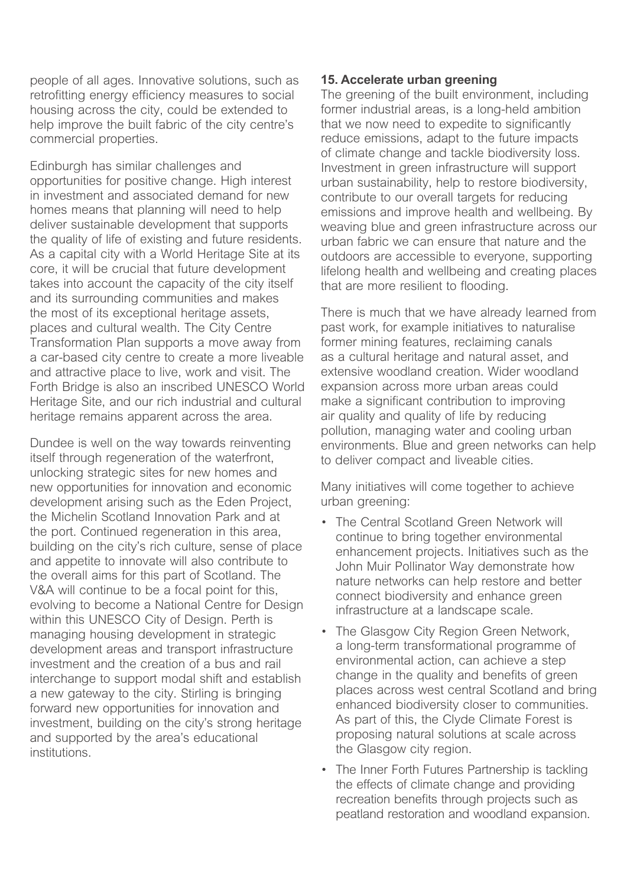people of all ages. Innovative solutions, such as retrofitting energy efficiency measures to social housing across the city, could be extended to help improve the built fabric of the city centre's commercial properties.

Edinburgh has similar challenges and opportunities for positive change. High interest in investment and associated demand for new homes means that planning will need to help deliver sustainable development that supports the quality of life of existing and future residents. As a capital city with a World Heritage Site at its core, it will be crucial that future development takes into account the capacity of the city itself and its surrounding communities and makes the most of its exceptional heritage assets, places and cultural wealth. The City Centre Transformation Plan supports a move away from a car-based city centre to create a more liveable and attractive place to live, work and visit. The Forth Bridge is also an inscribed UNESCO World Heritage Site, and our rich industrial and cultural heritage remains apparent across the area.

Dundee is well on the way towards reinventing itself through regeneration of the waterfront, unlocking strategic sites for new homes and new opportunities for innovation and economic development arising such as the Eden Project, the Michelin Scotland Innovation Park and at the port. Continued regeneration in this area, building on the city's rich culture, sense of place and appetite to innovate will also contribute to the overall aims for this part of Scotland. The V&A will continue to be a focal point for this, evolving to become a National Centre for Design within this UNESCO City of Design. Perth is managing housing development in strategic development areas and transport infrastructure investment and the creation of a bus and rail interchange to support modal shift and establish a new gateway to the city. Stirling is bringing forward new opportunities for innovation and investment, building on the city's strong heritage and supported by the area's educational institutions.

### 15. Accelerate urban greening

The greening of the built environment, including former industrial areas, is a long-held ambition that we now need to expedite to significantly reduce emissions, adapt to the future impacts of climate change and tackle biodiversity loss. Investment in green infrastructure will support urban sustainability, help to restore biodiversity, contribute to our overall targets for reducing emissions and improve health and wellbeing. By weaving blue and green infrastructure across our urban fabric we can ensure that nature and the outdoors are accessible to everyone, supporting lifelong health and wellbeing and creating places that are more resilient to flooding.

There is much that we have already learned from past work, for example initiatives to naturalise former mining features, reclaiming canals as a cultural heritage and natural asset, and extensive woodland creation. Wider woodland expansion across more urban areas could make a significant contribution to improving air quality and quality of life by reducing pollution, managing water and cooling urban environments. Blue and green networks can help to deliver compact and liveable cities.

Many initiatives will come together to achieve urban greening:

- The Central Scotland Green Network will continue to bring together environmental enhancement projects. Initiatives such as the John Muir Pollinator Way demonstrate how nature networks can help restore and better connect biodiversity and enhance green infrastructure at a landscape scale.
- The Glasgow City Region Green Network, a long-term transformational programme of environmental action, can achieve a step change in the quality and benefits of green places across west central Scotland and bring enhanced biodiversity closer to communities. As part of this, the Clyde Climate Forest is proposing natural solutions at scale across the Glasgow city region.
- The Inner Forth Futures Partnership is tackling the effects of climate change and providing recreation benefits through projects such as peatland restoration and woodland expansion.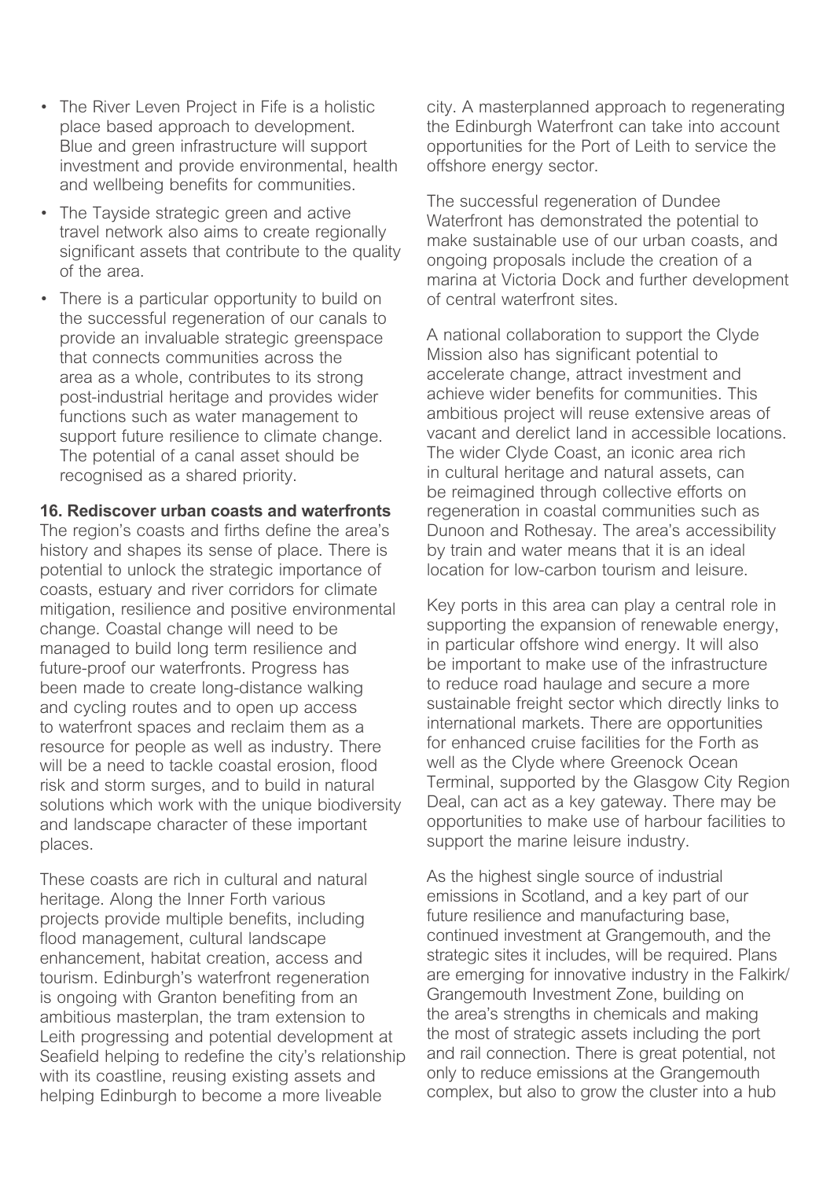- The River Leven Project in Fife is a holistic place based approach to development. Blue and green infrastructure will support investment and provide environmental, health and wellbeing benefits for communities.
- The Tayside strategic green and active travel network also aims to create regionally significant assets that contribute to the quality of the area.
- There is a particular opportunity to build on the successful regeneration of our canals to provide an invaluable strategic greenspace that connects communities across the area as a whole, contributes to its strong post-industrial heritage and provides wider functions such as water management to support future resilience to climate change. The potential of a canal asset should be recognised as a shared priority.

**16. Rediscover urban coasts and waterfronts**

The region's coasts and firths define the area's history and shapes its sense of place. There is potential to unlock the strategic importance of coasts, estuary and river corridors for climate mitigation, resilience and positive environmental change. Coastal change will need to be managed to build long term resilience and future-proof our waterfronts. Progress has been made to create long-distance walking and cycling routes and to open up access to waterfront spaces and reclaim them as a resource for people as well as industry. There will be a need to tackle coastal erosion, flood risk and storm surges, and to build in natural solutions which work with the unique biodiversity and landscape character of these important places.

These coasts are rich in cultural and natural heritage. Along the Inner Forth various projects provide multiple benefits, including flood management, cultural landscape enhancement, habitat creation, access and tourism. Edinburgh's waterfront regeneration is ongoing with Granton benefiting from an ambitious masterplan, the tram extension to Leith progressing and potential development at Seafield helping to redefine the city's relationship with its coastline, reusing existing assets and helping Edinburgh to become a more liveable city. A masterplanned approach to regenerating the Edinburgh Waterfront can take into account opportunities for the Port of Leith to service the offshore energy sector.

The successful regeneration of Dundee Waterfront has demonstrated the potential to make sustainable use of our urban coasts, and ongoing proposals include the creation of a marina at Victoria Dock and further development of central waterfront sites.

A national collaboration to support the Clyde Mission also has significant potential to accelerate change, attract investment and achieve wider benefits for communities. This ambitious project will reuse extensive areas of vacant and derelict land in accessible locations. The wider Clyde Coast, an iconic area rich in cultural heritage and natural assets, can be reimagined through collective efforts on regeneration in coastal communities such as Dunoon and Rothesay. The area's accessibility by train and water means that it is an ideal location for low-carbon tourism and leisure.

Key ports in this area can play a central role in supporting the expansion of renewable energy, in particular offshore wind energy. It will also be important to make use of the infrastructure to reduce road haulage and secure a more sustainable freight sector which directly links to international markets. There are opportunities for enhanced cruise facilities for the Forth as well as the Clyde where Greenock Ocean Terminal, supported by the Glasgow City Region Deal, can act as a key gateway. There may be opportunities to make use of harbour facilities to support the marine leisure industry.

As the highest single source of industrial emissions in Scotland, and a key part of our future resilience and manufacturing base, continued investment at Grangemouth, and the strategic sites it includes, will be required. Plans are emerging for innovative industry in the Falkirk/ Grangemouth Investment Zone, building on the area's strengths in chemicals and making the most of strategic assets including the port and rail connection. There is great potential, not only to reduce emissions at the Grangemouth complex, but also to grow the cluster into a hub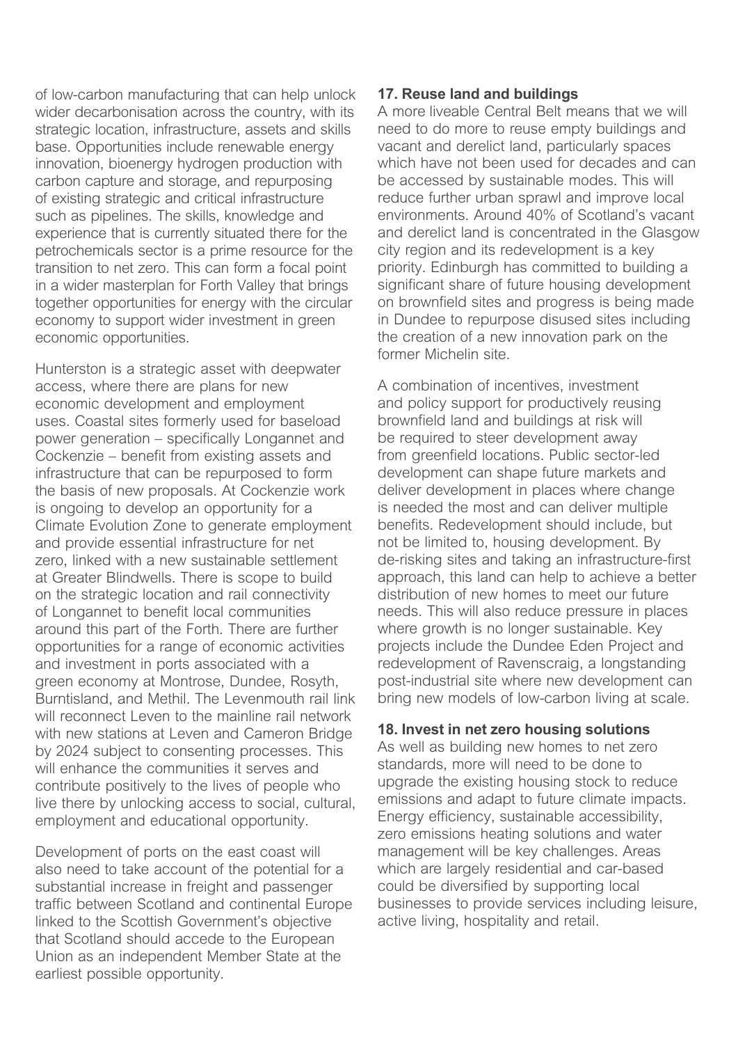of low-carbon manufacturing that can help unlock wider decarbonisation across the country, with its strategic location, infrastructure, assets and skills base. Opportunities include renewable energy innovation, bioenergy hydrogen production with carbon capture and storage, and repurposing of existing strategic and critical infrastructure such as pipelines. The skills, knowledge and experience that is currently situated there for the petrochemicals sector is a prime resource for the transition to net zero. This can form a focal point in a wider masterplan for Forth Valley that brings together opportunities for energy with the circular economy to support wider investment in green economic opportunities.

Hunterston is a strategic asset with deepwater access, where there are plans for new economic development and employment uses. Coastal sites formerly used for baseload power generation – specifically Longannet and Cockenzie – benefit from existing assets and infrastructure that can be repurposed to form the basis of new proposals. At Cockenzie work is ongoing to develop an opportunity for a Climate Evolution Zone to generate employment and provide essential infrastructure for net zero, linked with a new sustainable settlement at Greater Blindwells. There is scope to build on the strategic location and rail connectivity of Longannet to benefit local communities around this part of the Forth. There are further opportunities for a range of economic activities and investment in ports associated with a green economy at Montrose, Dundee, Rosyth, Burntisland, and Methil. The Levenmouth rail link will reconnect Leven to the mainline rail network with new stations at Leven and Cameron Bridge by 2024 subject to consenting processes. This will enhance the communities it serves and contribute positively to the lives of people who live there by unlocking access to social, cultural, employment and educational opportunity.

Development of ports on the east coast will also need to take account of the potential for a substantial increase in freight and passenger traffic between Scotland and continental Europe linked to the Scottish Government's objective that Scotland should accede to the European Union as an independent Member State at the earliest possible opportunity.

**17. Reuse land and buildings**

A more liveable Central Belt means that we will need to do more to reuse empty buildings and vacant and derelict land, particularly spaces which have not been used for decades and can be accessed by sustainable modes. This will reduce further urban sprawl and improve local environments. Around 40% of Scotland's vacant and derelict land is concentrated in the Glasgow city region and its redevelopment is a key priority. Edinburgh has committed to building a significant share of future housing development on brownfield sites and progress is being made in Dundee to repurpose disused sites including the creation of a new innovation park on the former Michelin site.

A combination of incentives, investment and policy support for productively reusing brownfield land and buildings at risk will be required to steer development away from greenfield locations. Public sector-led development can shape future markets and deliver development in places where change is needed the most and can deliver multiple benefits. Redevelopment should include, but not be limited to, housing development. By de-risking sites and taking an infrastructure-first approach, this land can help to achieve a better distribution of new homes to meet our future needs. This will also reduce pressure in places where growth is no longer sustainable. Key projects include the Dundee Eden Project and redevelopment of Ravenscraig, a longstanding post-industrial site where new development can bring new models of low-carbon living at scale.

**18. Invest in net zero housing solutions**

As well as building new homes to net zero standards, more will need to be done to upgrade the existing housing stock to reduce emissions and adapt to future climate impacts. Energy efficiency, sustainable accessibility, zero emissions heating solutions and water management will be key challenges. Areas which are largely residential and car-based could be diversified by supporting local businesses to provide services including leisure, active living, hospitality and retail.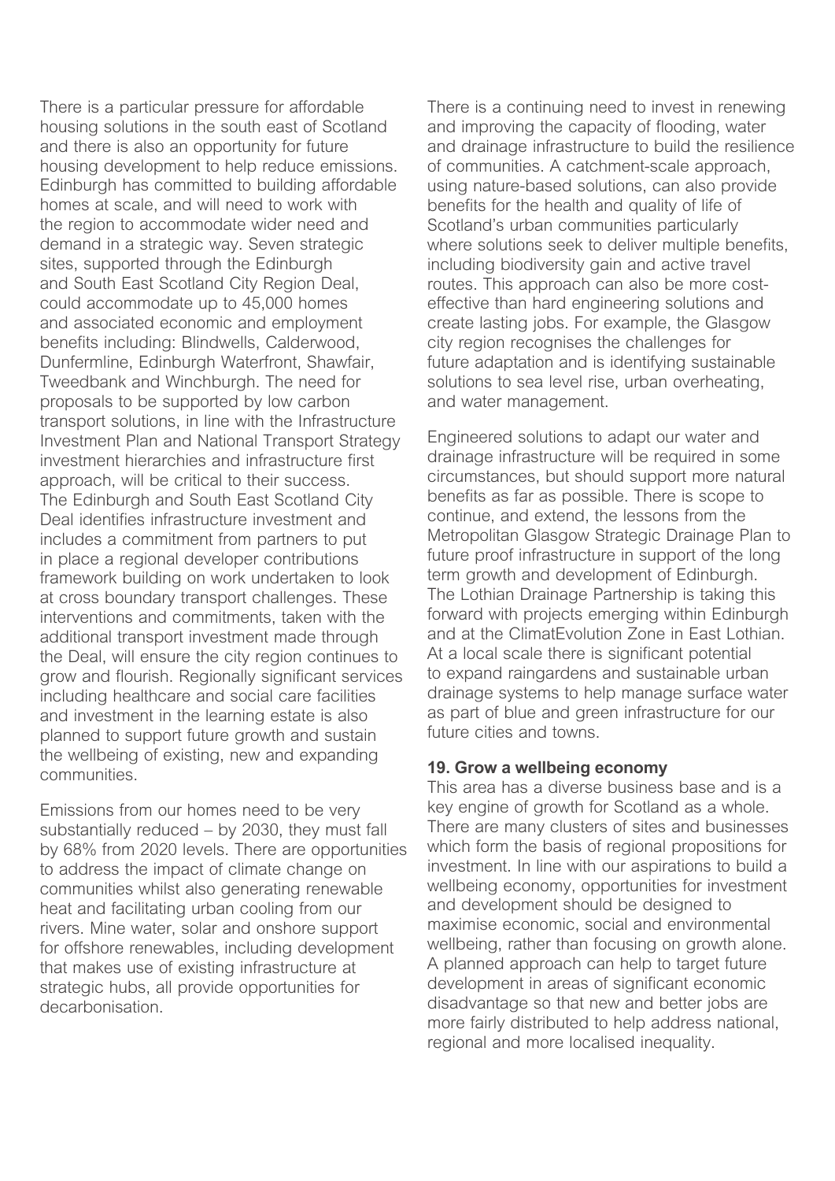There is a particular pressure for affordable housing solutions in the south east of Scotland and there is also an opportunity for future housing development to help reduce emissions. Edinburgh has committed to building affordable homes at scale, and will need to work with the region to accommodate wider need and demand in a strategic way. Seven strategic sites, supported through the Edinburgh and South East Scotland City Region Deal, could accommodate up to 45,000 homes and associated economic and employment benefits including: Blindwells, Calderwood, Dunfermline, Edinburgh Waterfront, Shawfair, Tweedbank and Winchburgh. The need for proposals to be supported by low carbon transport solutions, in line with the Infrastructure Investment Plan and National Transport Strategy investment hierarchies and infrastructure first approach, will be critical to their success. The Edinburgh and South East Scotland City Deal identifies infrastructure investment and includes a commitment from partners to put in place a regional developer contributions framework building on work undertaken to look at cross boundary transport challenges. These interventions and commitments, taken with the additional transport investment made through the Deal, will ensure the city region continues to grow and flourish. Regionally significant services including healthcare and social care facilities and investment in the learning estate is also planned to support future growth and sustain the wellbeing of existing, new and expanding communities.

Emissions from our homes need to be very substantially reduced – by 2030, they must fall by 68% from 2020 levels. There are opportunities to address the impact of climate change on communities whilst also generating renewable heat and facilitating urban cooling from our rivers. Mine water, solar and onshore support for offshore renewables, including development that makes use of existing infrastructure at strategic hubs, all provide opportunities for decarbonisation.

There is a continuing need to invest in renewing and improving the capacity of flooding, water and drainage infrastructure to build the resilience of communities. A catchment-scale approach, using nature-based solutions, can also provide benefits for the health and quality of life of Scotland's urban communities particularly where solutions seek to deliver multiple benefits, including biodiversity gain and active travel routes. This approach can also be more cost-effective than hard engineering solutions and create lasting jobs. For example, the Glasgow city region recognises the challenges for future adaptation and is identifying sustainable solutions to sea level rise, urban overheating, and water management.

Engineered solutions to adapt our water and drainage infrastructure will be required in some circumstances, but should support more natural benefits as far as possible. There is scope to continue, and extend, the lessons from the Metropolitan Glasgow Strategic Drainage Plan to future proof infrastructure in support of the long term growth and development of Edinburgh. The Lothian Drainage Partnership is taking this forward with projects emerging within Edinburgh and at the ClimatEvolution Zone in East Lothian. At a local scale there is significant potential to expand raingardens and sustainable urban drainage systems to help manage surface water as part of blue and green infrastructure for our future cities and towns.

**19. Grow a wellbeing economy**

This area has a diverse business base and is a key engine of growth for Scotland as a whole. There are many clusters of sites and businesses which form the basis of regional propositions for investment. In line with our aspirations to build a wellbeing economy, opportunities for investment and development should be designed to maximise economic, social and environmental wellbeing, rather than focusing on growth alone. A planned approach can help to target future development in areas of significant economic disadvantage so that new and better jobs are more fairly distributed to help address national, regional and more localised inequality.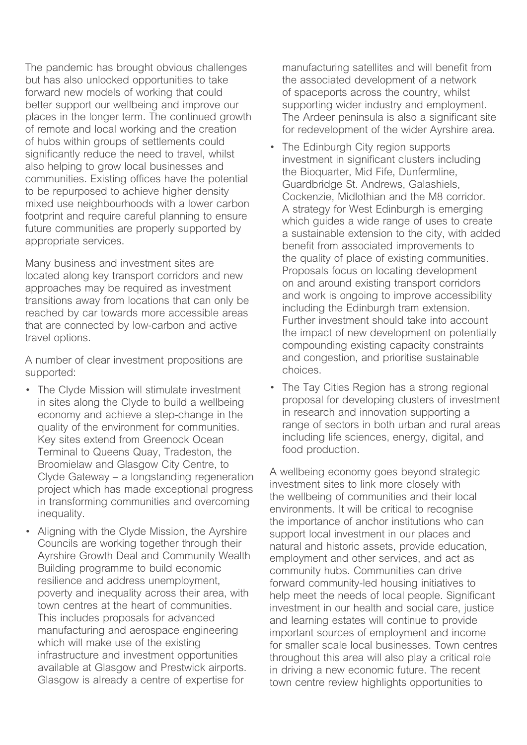The pandemic has brought obvious challenges but has also unlocked opportunities to take forward new models of working that could better support our wellbeing and improve our places in the longer term. The continued growth of remote and local working and the creation of hubs within groups of settlements could significantly reduce the need to travel, whilst also helping to grow local businesses and communities. Existing offices have the potential to be repurposed to achieve higher density mixed use neighbourhoods with a lower carbon footprint and require careful planning to ensure future communities are properly supported by appropriate services.

Many business and investment sites are located along key transport corridors and new approaches may be required as investment transitions away from locations that can only be reached by car towards more accessible areas that are connected by low-carbon and active travel options.

A number of clear investment propositions are supported:

- The Clyde Mission will stimulate investment in sites along the Clyde to build a wellbeing economy and achieve a step-change in the quality of the environment for communities. Key sites extend from Greenock Ocean Terminal to Queens Quay, Tradeston, the Broomielaw and Glasgow City Centre, to Clyde Gateway – a longstanding regeneration project which has made exceptional progress in transforming communities and overcoming inequality.
- Aligning with the Clyde Mission, the Ayrshire Councils are working together through their Ayrshire Growth Deal and Community Wealth Building programme to build economic resilience and address unemployment, poverty and inequality across their area, with town centres at the heart of communities. This includes proposals for advanced manufacturing and aerospace engineering which will make use of the existing infrastructure and investment opportunities available at Glasgow and Prestwick airports. Glasgow is already a centre of expertise for manufacturing satellites and will benefit from the associated development of a network of spaceports across the country, whilst supporting wider industry and employment. The Ardeer peninsula is also a significant site for redevelopment of the wider Ayrshire area.
- The Edinburgh City region supports investment in significant clusters including the Bioquarter, Mid Fife, Dunfermline, Guardbridge St. Andrews, Galashiels, Cockenzie, Midlothian and the M8 corridor. A strategy for West Edinburgh is emerging which guides a wide range of uses to create a sustainable extension to the city, with added benefit from associated improvements to the quality of place of existing communities. Proposals focus on locating development on and around existing transport corridors and work is ongoing to improve accessibility including the Edinburgh tram extension. Further investment should take into account the impact of new development on potentially compounding existing capacity constraints and congestion, and prioritise sustainable choices.
- The Tay Cities Region has a strong regional proposal for developing clusters of investment in research and innovation supporting a range of sectors in both urban and rural areas including life sciences, energy, digital, and food production.

A wellbeing economy goes beyond strategic investment sites to link more closely with the wellbeing of communities and their local environments. It will be critical to recognise the importance of anchor institutions who can support local investment in our places and natural and historic assets, provide education, employment and other services, and act as community hubs. Communities can drive forward community-led housing initiatives to help meet the needs of local people. Significant investment in our health and social care, justice and learning estates will continue to provide important sources of employment and income for smaller scale local businesses. Town centres throughout this area will also play a critical role in driving a new economic future. The recent town centre review highlights opportunities to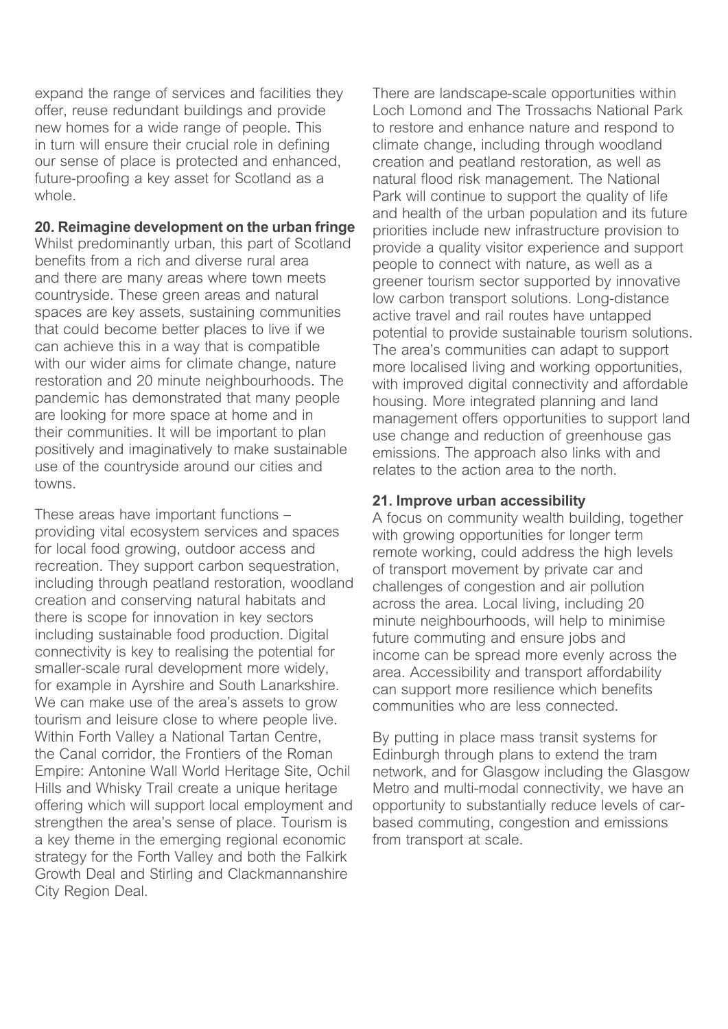expand the range of services and facilities they offer, reuse redundant buildings and provide new homes for a wide range of people. This in turn will ensure their crucial role in defining our sense of place is protected and enhanced, future-proofing a key asset for Scotland as a whole.

**20. Reimagine development on the urban fringe**

Whilst predominantly urban, this part of Scotland benefits from a rich and diverse rural area and there are many areas where town meets countryside. These green areas and natural spaces are key assets, sustaining communities that could become better places to live if we can achieve this in a way that is compatible with our wider aims for climate change, nature restoration and 20 minute neighbourhoods. The pandemic has demonstrated that many people are looking for more space at home and in their communities. It will be important to plan positively and imaginatively to make sustainable use of the countryside around our cities and towns.

These areas have important functions – providing vital ecosystem services and spaces for local food growing, outdoor access and recreation. They support carbon sequestration, including through peatland restoration, woodland creation and conserving natural habitats and there is scope for innovation in key sectors including sustainable food production. Digital connectivity is key to realising the potential for smaller-scale rural development more widely, for example in Ayrshire and South Lanarkshire. We can make use of the area's assets to grow tourism and leisure close to where people live. Within Forth Valley a National Tartan Centre, the Canal corridor, the Frontiers of the Roman Empire: Antonine Wall World Heritage Site, Ochil Hills and Whisky Trail create a unique heritage offering which will support local employment and strengthen the area's sense of place. Tourism is a key theme in the emerging regional economic strategy for the Forth Valley and both the Falkirk Growth Deal and Stirling and Clackmannanshire City Region Deal.

There are landscape-scale opportunities within Loch Lomond and The Trossachs National Park to restore and enhance nature and respond to climate change, including through woodland creation and peatland restoration, as well as natural flood risk management. The National Park will continue to support the quality of life and health of the urban population and its future priorities include new infrastructure provision to provide a quality visitor experience and support people to connect with nature, as well as a greener tourism sector supported by innovative low carbon transport solutions. Long-distance active travel and rail routes have untapped potential to provide sustainable tourism solutions. The area's communities can adapt to support more localised living and working opportunities, with improved digital connectivity and affordable housing. More integrated planning and land management offers opportunities to support land use change and reduction of greenhouse gas emissions. The approach also links with and relates to the action area to the north.

**21. Improve urban accessibility**

A focus on community wealth building, together with growing opportunities for longer term remote working, could address the high levels of transport movement by private car and challenges of congestion and air pollution across the area. Local living, including 20 minute neighbourhoods, will help to minimise future commuting and ensure jobs and income can be spread more evenly across the area. Accessibility and transport affordability can support more resilience which benefits communities who are less connected.

By putting in place mass transit systems for Edinburgh through plans to extend the tram network, and for Glasgow including the Glasgow Metro and multi-modal connectivity, we have an opportunity to substantially reduce levels of car-based commuting, congestion and emissions from transport at scale.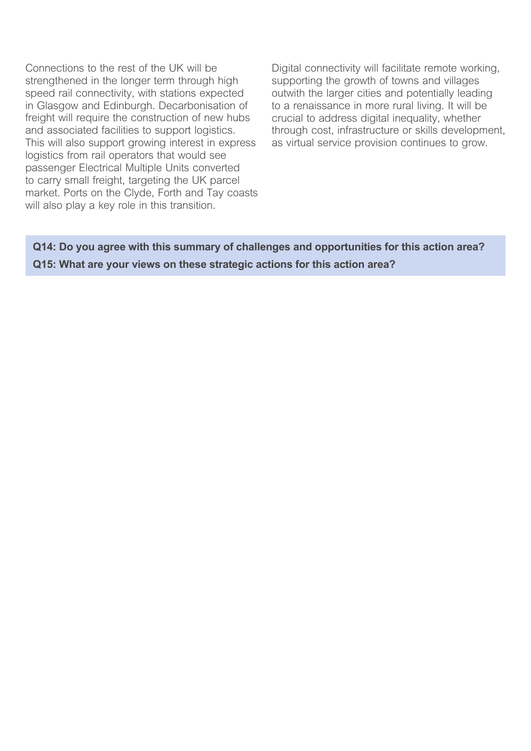Connections to the rest of the UK will be strengthened in the longer term through high speed rail connectivity, with stations expected in Glasgow and Edinburgh. Decarbonisation of freight will require the construction of new hubs and associated facilities to support logistics. This will also support growing interest in express logistics from rail operators that would see passenger Electrical Multiple Units converted to carry small freight, targeting the UK parcel market. Ports on the Clyde, Forth and Tay coasts will also play a key role in this transition.

Digital connectivity will facilitate remote working, supporting the growth of towns and villages outwith the larger cities and potentially leading to a renaissance in more rural living. It will be crucial to address digital inequality, whether through cost, infrastructure or skills development, as virtual service provision continues to grow.

**Q14: Do you agree with this summary of challenges and opportunities for this action area?**

**Q15: What are your views on these strategic actions for this action area?**